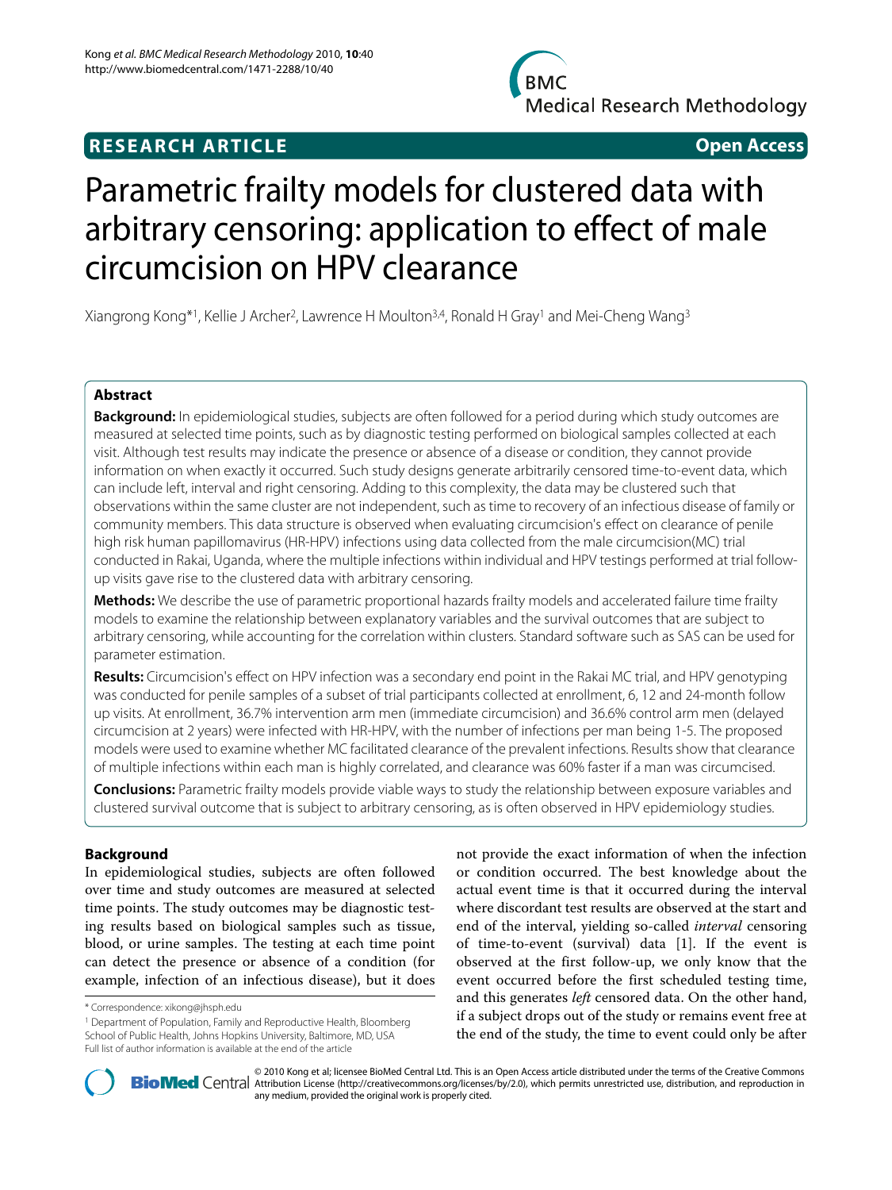**RESEARCH ARTICLE** **Open Access**

# Parametric frailty models for clustered data with arbitrary censoring: application to effect of male circumcision on HPV clearance

Xiangrong Kong*[1], Kellie J Archer[2], Lawrence H Moulton[3,4], Ronald H Gray[1] and Mei-Cheng Wang[3]

## Abstract

**Background:** In epidemiological studies, subjects are often followed for a period during which study outcomes are measured at selected time points, such as by diagnostic testing performed on biological samples collected at each visit. Although test results may indicate the presence or absence of a disease or condition, they cannot provide information on when exactly it occurred. Such study designs generate arbitrarily censored time-to-event data, which can include left, interval and right censoring. Adding to this complexity, the data may be clustered such that observations within the same cluster are not independent, such as time to recovery of an infectious disease of family or community members. This data structure is observed when evaluating circumcision's effect on clearance of penile high risk human papillomavirus (HR-HPV) infections using data collected from the male circumcision(MC) trial conducted in Rakai, Uganda, where the multiple infections within individual and HPV testings performed at trial follow-up visits gave rise to the clustered data with arbitrary censoring.

**Methods:** We describe the use of parametric proportional hazards frailty models and accelerated failure time frailty models to examine the relationship between explanatory variables and the survival outcomes that are subject to arbitrary censoring, while accounting for the correlation within clusters. Standard software such as SAS can be used for parameter estimation.

**Results:** Circumcision's effect on HPV infection was a secondary end point in the Rakai MC trial, and HPV genotyping was conducted for penile samples of a subset of trial participants collected at enrollment, 6, 12 and 24-month follow up visits. At enrollment, 36.7% intervention arm men (immediate circumcision) and 36.6% control arm men (delayed circumcision at 2 years) were infected with HR-HPV, with the number of infections per man being 1-5. The proposed models were used to examine whether MC facilitated clearance of the prevalent infections. Results show that clearance of multiple infections within each man is highly correlated, and clearance was 60% faster if a man was circumcised.

**Conclusions:** Parametric frailty models provide viable ways to study the relationship between exposure variables and clustered survival outcome that is subject to arbitrary censoring, as is often observed in HPV epidemiology studies.

## Background

In epidemiological studies, subjects are often followed over time and study outcomes are measured at selected time points. The study outcomes may be diagnostic testing results based on biological samples such as tissue, blood, or urine samples. The testing at each time point can detect the presence or absence of a condition (for example, infection of an infectious disease), but it does not provide the exact information of when the infection or condition occurred. The best knowledge about the actual event time is that it occurred during the interval where discordant test results are observed at the start and end of the interval, yielding so-called *interval* censoring of time-to-event (survival) data [1]. If the event is observed at the first follow-up, we only know that the event occurred before the first scheduled testing time, and this generates *left* censored data. On the other hand, if a subject drops out of the study or remains event free at the end of the study, the time to event could only be after

\* Correspondence: xikong@jhsph.edu

[1] Department of Population, Family and Reproductive Health, Bloomberg School of Public Health, Johns Hopkins University, Baltimore, MD, USA

Full list of author information is available at the end of the article

© 2010 Kong et al; licensee BioMed Central Ltd. This is an Open Access article distributed under the terms of the Creative Commons Attribution License (http://creativecommons.org/licenses/by/2.0), which permits unrestricted use, distribution, and reproduction in any medium, provided the original work is properly cited.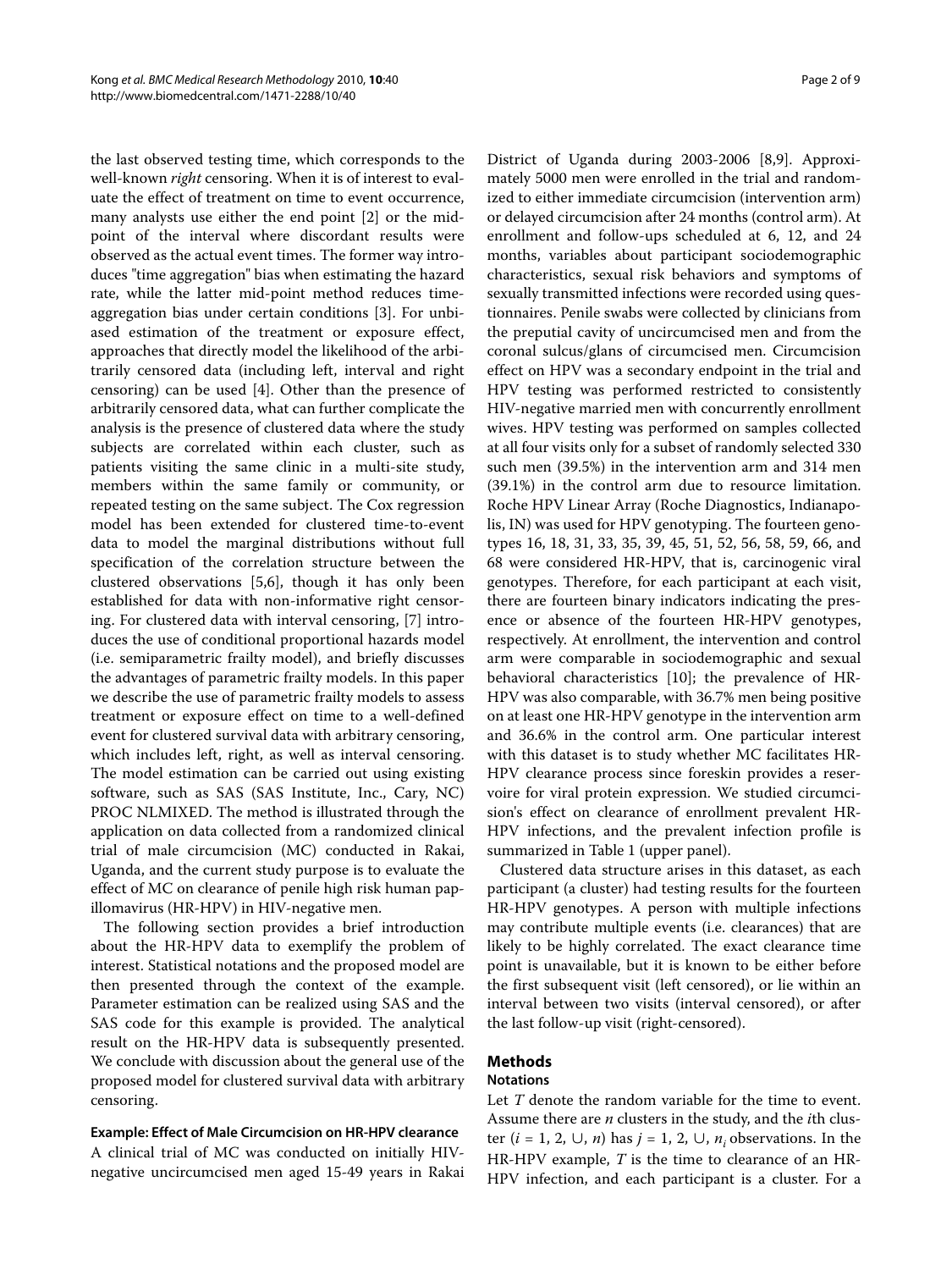the last observed testing time, which corresponds to the well-known *right* censoring. When it is of interest to evaluate the effect of treatment on time to event occurrence, many analysts use either the end point [2] or the mid-point of the interval where discordant results were observed as the actual event times. The former way introduces "time aggregation" bias when estimating the hazard rate, while the latter mid-point method reduces time-aggregation bias under certain conditions [3]. For unbiased estimation of the treatment or exposure effect, approaches that directly model the likelihood of the arbitrarily censored data (including left, interval and right censoring) can be used [4]. Other than the presence of arbitrarily censored data, what can further complicate the analysis is the presence of clustered data where the study subjects are correlated within each cluster, such as patients visiting the same clinic in a multi-site study, members within the same family or community, or repeated testing on the same subject. The Cox regression model has been extended for clustered time-to-event data to model the marginal distributions without full specification of the correlation structure between the clustered observations [5,6], though it has only been established for data with non-informative right censoring. For clustered data with interval censoring, [7] introduces the use of conditional proportional hazards model (i.e. semiparametric frailty model), and briefly discusses the advantages of parametric frailty models. In this paper we describe the use of parametric frailty models to assess treatment or exposure effect on time to a well-defined event for clustered survival data with arbitrary censoring, which includes left, right, as well as interval censoring. The model estimation can be carried out using existing software, such as SAS (SAS Institute, Inc., Cary, NC) PROC NLMIXED. The method is illustrated through the application on data collected from a randomized clinical trial of male circumcision (MC) conducted in Rakai, Uganda, and the current study purpose is to evaluate the effect of MC on clearance of penile high risk human papillomavirus (HR-HPV) in HIV-negative men.

The following section provides a brief introduction about the HR-HPV data to exemplify the problem of interest. Statistical notations and the proposed model are then presented through the context of the example. Parameter estimation can be realized using SAS and the SAS code for this example is provided. The analytical result on the HR-HPV data is subsequently presented. We conclude with discussion about the general use of the proposed model for clustered survival data with arbitrary censoring.

#### Example: Effect of Male Circumcision on HR-HPV clearance

A clinical trial of MC was conducted on initially HIV-negative uncircumcised men aged 15-49 years in Rakai District of Uganda during 2003-2006 [8,9]. Approximately 5000 men were enrolled in the trial and randomized to either immediate circumcision (intervention arm) or delayed circumcision after 24 months (control arm). At enrollment and follow-ups scheduled at 6, 12, and 24 months, variables about participant sociodemographic characteristics, sexual risk behaviors and symptoms of sexually transmitted infections were recorded using questionnaires. Penile swabs were collected by clinicians from the preputial cavity of uncircumcised men and from the coronal sulcus/glans of circumcised men. Circumcision effect on HPV was a secondary endpoint in the trial and HPV testing was performed restricted to consistently HIV-negative married men with concurrently enrollment wives. HPV testing was performed on samples collected at all four visits only for a subset of randomly selected 330 such men (39.5%) in the intervention arm and 314 men (39.1%) in the control arm due to resource limitation. Roche HPV Linear Array (Roche Diagnostics, Indianapolis, IN) was used for HPV genotyping. The fourteen genotypes 16, 18, 31, 33, 35, 39, 45, 51, 52, 56, 58, 59, 66, and 68 were considered HR-HPV, that is, carcinogenic viral genotypes. Therefore, for each participant at each visit, there are fourteen binary indicators indicating the presence or absence of the fourteen HR-HPV genotypes, respectively. At enrollment, the intervention and control arm were comparable in sociodemographic and sexual behavioral characteristics [10]; the prevalence of HR-HPV was also comparable, with 36.7% men being positive on at least one HR-HPV genotype in the intervention arm and 36.6% in the control arm. One particular interest with this dataset is to study whether MC facilitates HR-HPV clearance process since foreskin provides a reservoire for viral protein expression. We studied circumcision's effect on clearance of enrollment prevalent HR-HPV infections, and the prevalent infection profile is summarized in Table 1 (upper panel).

Clustered data structure arises in this dataset, as each participant (a cluster) had testing results for the fourteen HR-HPV genotypes. A person with multiple infections may contribute multiple events (i.e. clearances) that are likely to be highly correlated. The exact clearance time point is unavailable, but it is known to be either before the first subsequent visit (left censored), or lie within an interval between two visits (interval censored), or after the last follow-up visit (right-censored).

## Methods

### Notations

Let $T$ denote the random variable for the time to event. Assume there are $n$ clusters in the study, and the $i$th cluster ($i = 1, 2, \cup, n$) has $j = 1, 2, \cup, n_i$ observations. In the HR-HPV example, $T$ is the time to clearance of an HR-HPV infection, and each participant is a cluster. For a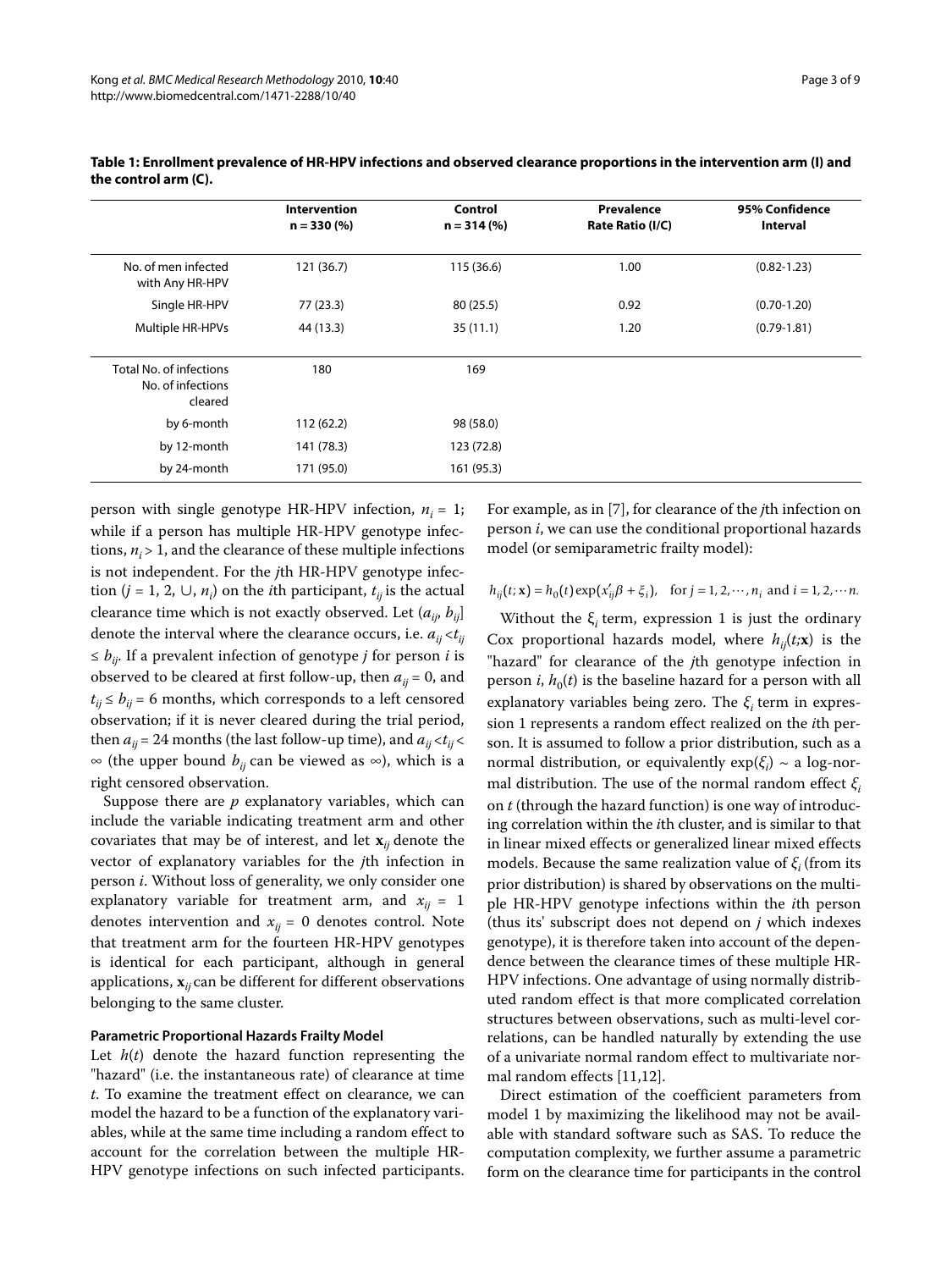**Table 1: Enrollment prevalence of HR-HPV infections and observed clearance proportions in the intervention arm (I) and the control arm (C).**

| | Intervention n = 330 (%) | Control n = 314 (%) | Prevalence Rate Ratio (I/C) | 95% Confidence Interval |
|---|---|---|---|---|
| No. of men infected with Any HR-HPV | 121 (36.7) | 115 (36.6) | 1.00 | (0.82-1.23) |
| Single HR-HPV | 77 (23.3) | 80 (25.5) | 0.92 | (0.70-1.20) |
| Multiple HR-HPVs | 44 (13.3) | 35 (11.1) | 1.20 | (0.79-1.81) |
| Total No. of infections | 180 | 169 | | |
| No. of infections cleared | | | | |
| by 6-month | 112 (62.2) | 98 (58.0) | | |
| by 12-month | 141 (78.3) | 123 (72.8) | | |
| by 24-month | 171 (95.0) | 161 (95.3) | | |

person with single genotype HR-HPV infection, $n_i = 1$; while if a person has multiple HR-HPV genotype infections, $n_i > 1$, and the clearance of these multiple infections is not independent. For the $j$th HR-HPV genotype infection ($j = 1, 2, \cup, n_i$) on the $i$th participant, $t_{ij}$ is the actual clearance time which is not exactly observed. Let $(a_{ij}, b_{ij}]$ denote the interval where the clearance occurs, i.e. $a_{ij} < t_{ij} \le b_{ij}$. If a prevalent infection of genotype $j$ for person $i$ is observed to be cleared at first follow-up, then $a_{ij} = 0$, and $t_{ij} \le b_{ij} = 6$ months, which corresponds to a left censored observation; if it is never cleared during the trial period, then $a_{ij} = 24$ months (the last follow-up time), and $a_{ij} < t_{ij} < \infty$ (the upper bound $b_{ij}$ can be viewed as $\infty$), which is a right censored observation.

Suppose there are $p$ explanatory variables, which can include the variable indicating treatment arm and other covariates that may be of interest, and let $\mathbf{x}_{ij}$ denote the vector of explanatory variables for the $j$th infection in person $i$. Without loss of generality, we only consider one explanatory variable for treatment arm, and $x_{ij} = 1$ denotes intervention and $x_{ij} = 0$ denotes control. Note that treatment arm for the fourteen HR-HPV genotypes is identical for each participant, although in general applications, $\mathbf{x}_{ij}$ can be different for different observations belonging to the same cluster.

### Parametric Proportional Hazards Frailty Model

Let $h(t)$ denote the hazard function representing the "hazard" (i.e. the instantaneous rate) of clearance at time $t$. To examine the treatment effect on clearance, we can model the hazard to be a function of the explanatory variables, while at the same time including a random effect to account for the correlation between the multiple HR-HPV genotype infections on such infected participants. For example, as in [7], for clearance of the $j$th infection on person $i$, we can use the conditional proportional hazards model (or semiparametric frailty model):

$$h_{ij}(t; \mathbf{x}) = h_0(t)\exp(x_{ij}'\beta + \xi_i), \quad \text{for } j = 1, 2, \cdots, n_i \text{ and } i = 1, 2, \cdots n.$$

Without the $\xi_i$ term, expression 1 is just the ordinary Cox proportional hazards model, where $h_{ij}(t;\mathbf{x})$ is the "hazard" for clearance of the $j$th genotype infection in person $i$, $h_0(t)$ is the baseline hazard for a person with all explanatory variables being zero. The $\xi_i$ term in expression 1 represents a random effect realized on the $i$th person. It is assumed to follow a prior distribution, such as a normal distribution, or equivalently $\exp(\xi_i) \sim$ a log-normal distribution. The use of the normal random effect $\xi_i$ on $t$ (through the hazard function) is one way of introducing correlation within the $i$th cluster, and is similar to that in linear mixed effects or generalized linear mixed effects models. Because the same realization value of $\xi_i$ (from its prior distribution) is shared by observations on the multiple HR-HPV genotype infections within the $i$th person (thus its' subscript does not depend on $j$ which indexes genotype), it is therefore taken into account of the dependence between the clearance times of these multiple HR-HPV infections. One advantage of using normally distributed random effect is that more complicated correlation structures between observations, such as multi-level correlations, can be handled naturally by extending the use of a univariate normal random effect to multivariate normal random effects [11,12].

Direct estimation of the coefficient parameters from model 1 by maximizing the likelihood may not be available with standard software such as SAS. To reduce the computation complexity, we further assume a parametric form on the clearance time for participants in the control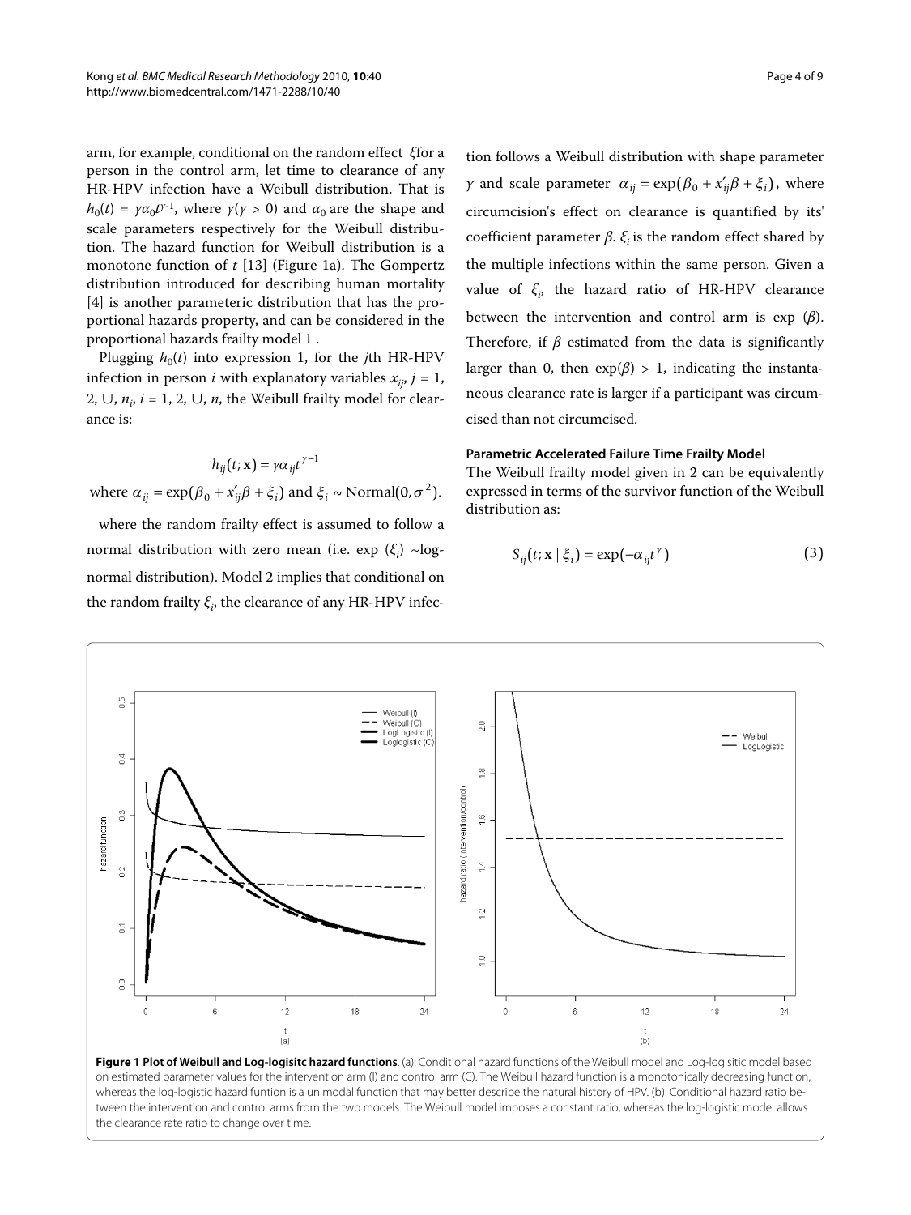arm, for example, conditional on the random effect $\xi$for a person in the control arm, let time to clearance of any HR-HPV infection have a Weibull distribution. That is $h_0(t) = \gamma\alpha_0 t^{\gamma-1}$, where $\gamma(\gamma > 0)$ and $\alpha_0$ are the shape and scale parameters respectively for the Weibull distribution. The hazard function for Weibull distribution is a monotone function of $t$ [13] (Figure 1a). The Gompertz distribution introduced for describing human mortality [4] is another parameteric distribution that has the proportional hazards property, and can be considered in the proportional hazards frailty model 1 .

Plugging $h_0(t)$ into expression 1, for the $j$th HR-HPV infection in person $i$ with explanatory variables $x_{ij}$, $j = 1, 2, \cup, n_i$, $i = 1, 2, \cup, n$, the Weibull frailty model for clearance is:

$$h_{ij}(t; \mathbf{x}) = \gamma\alpha_{ij} t^{\gamma-1}$$

where $\alpha_{ij} = \exp(\beta_0 + x'_{ij}\beta + \xi_i)$ and $\xi_i \sim \text{Normal}(0, \sigma^2)$.

where the random frailty effect is assumed to follow a normal distribution with zero mean (i.e. exp ($\xi_i$) ~log-normal distribution). Model 2 implies that conditional on the random frailty $\xi_i$, the clearance of any HR-HPV infection follows a Weibull distribution with shape parameter $\gamma$ and scale parameter $\alpha_{ij} = \exp(\beta_0 + x'_{ij}\beta + \xi_i)$, where circumcision's effect on clearance is quantified by its' coefficient parameter $\beta$. $\xi_i$ is the random effect shared by the multiple infections within the same person. Given a value of $\xi_i$, the hazard ratio of HR-HPV clearance between the intervention and control arm is exp ($\beta$). Therefore, if $\beta$ estimated from the data is significantly larger than 0, then $\exp(\beta) > 1$, indicating the instantaneous clearance rate is larger if a participant was circumcised than not circumcised.

#### Parametric Accelerated Failure Time Frailty Model

The Weibull frailty model given in 2 can be equivalently expressed in terms of the survivor function of the Weibull distribution as:

$$S_{ij}(t; \mathbf{x} \mid \xi_i) = \exp(-\alpha_{ij} t^{\gamma}) \tag{3}$$

**Figure 1 Plot of Weibull and Log-logisitc hazard functions**. (a): Conditional hazard functions of the Weibull model and Log-logisitic model based on estimated parameter values for the intervention arm (I) and control arm (C). The Weibull hazard function is a monotonically decreasing function, whereas the log-logistic hazard funtion is a unimodal function that may better describe the natural history of HPV. (b): Conditional hazard ratio between the intervention and control arms from the two models. The Weibull model imposes a constant ratio, whereas the log-logistic model allows the clearance rate ratio to change over time.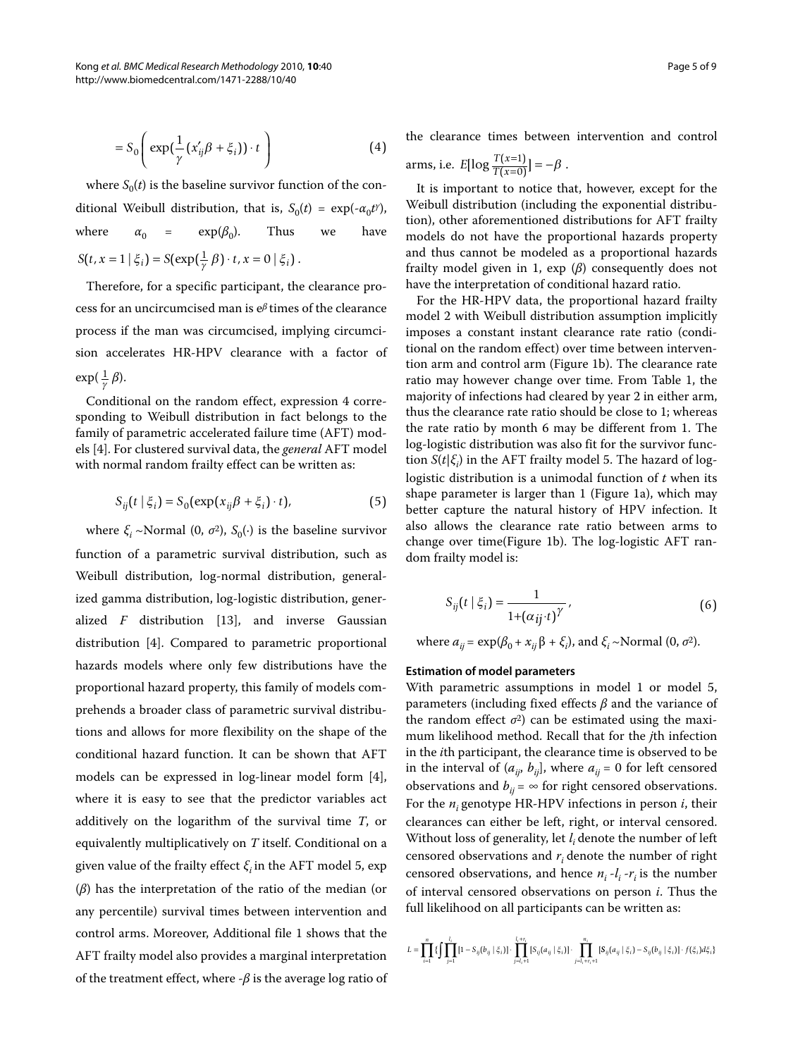$$= S_0\left(\exp\left(\frac{1}{\gamma}(x'_{ij}\beta + \xi_i)\right)\cdot t\right) \tag{4}$$

where $S_0(t)$ is the baseline survivor function of the conditional Weibull distribution, that is, $S_0(t) = \exp(-\alpha_0 t^{\gamma})$, where $\alpha_0 = \exp(\beta_0)$. Thus we have $S(t, x=1 \mid \xi_i) = S(\exp(\frac{1}{\gamma}\beta)\cdot t, x=0 \mid \xi_i)$.

Therefore, for a specific participant, the clearance process for an uncircumcised man is $e^{\beta}$ times of the clearance process if the man was circumcised, implying circumcision accelerates HR-HPV clearance with a factor of $\exp(\frac{1}{\gamma}\beta)$.

Conditional on the random effect, expression 4 corresponding to Weibull distribution in fact belongs to the family of parametric accelerated failure time (AFT) models [4]. For clustered survival data, the *general* AFT model with normal random frailty effect can be written as:

$$S_{ij}(t \mid \xi_i) = S_0(\exp(x_{ij}\beta + \xi_i)\cdot t), \tag{5}$$

where $\xi_i \sim \text{Normal}(0, \sigma^2)$, $S_0(\cdot)$ is the baseline survivor function of a parametric survival distribution, such as Weibull distribution, log-normal distribution, generalized gamma distribution, log-logistic distribution, generalized $F$ distribution [13], and inverse Gaussian distribution [4]. Compared to parametric proportional hazards models where only few distributions have the proportional hazard property, this family of models comprehends a broader class of parametric survival distributions and allows for more flexibility on the shape of the conditional hazard function. It can be shown that AFT models can be expressed in log-linear model form [4], where it is easy to see that the predictor variables act additively on the logarithm of the survival time $T$, or equivalently multiplicatively on $T$ itself. Conditional on a given value of the frailty effect $\xi_i$ in the AFT model 5, $\exp(\beta)$ has the interpretation of the ratio of the median (or any percentile) survival times between intervention and control arms. Moreover, Additional file 1 shows that the AFT frailty model also provides a marginal interpretation of the treatment effect, where $-\beta$ is the average log ratio of the clearance times between intervention and control arms, i.e. $E[\log \frac{T(x=1)}{T(x=0)}] = -\beta$.

It is important to notice that, however, except for the Weibull distribution (including the exponential distribution), other aforementioned distributions for AFT frailty models do not have the proportional hazards property and thus cannot be modeled as a proportional hazards frailty model given in 1, $\exp(\beta)$ consequently does not have the interpretation of conditional hazard ratio.

For the HR-HPV data, the proportional hazard frailty model 2 with Weibull distribution assumption implicitly imposes a constant instant clearance rate ratio (conditional on the random effect) over time between intervention arm and control arm (Figure 1b). The clearance rate ratio may however change over time. From Table 1, the majority of infections had cleared by year 2 in either arm, thus the clearance rate ratio should be close to 1; whereas the rate ratio by month 6 may be different from 1. The log-logistic distribution was also fit for the survivor function $S(t|\xi_i)$ in the AFT frailty model 5. The hazard of log-logistic distribution is a unimodal function of $t$ when its shape parameter is larger than 1 (Figure 1a), which may better capture the natural history of HPV infection. It also allows the clearance rate ratio between arms to change over time(Figure 1b). The log-logistic AFT random frailty model is:

$$S_{ij}(t \mid \xi_i) = \frac{1}{1+(\alpha_{ij}\cdot t)^{\gamma}}, \tag{6}$$

where $a_{ij} = \exp(\beta_0 + x_{ij}\beta + \xi_i)$, and $\xi_i \sim \text{Normal}(0, \sigma^2)$.

### Estimation of model parameters

With parametric assumptions in model 1 or model 5, parameters (including fixed effects $\beta$ and the variance of the random effect $\sigma^2$) can be estimated using the maximum likelihood method. Recall that for the $j$th infection in the $i$th participant, the clearance time is observed to be in the interval of $(a_{ij}, b_{ij}]$, where $a_{ij} = 0$ for left censored observations and $b_{ij} = \infty$ for right censored observations. For the $n_i$ genotype HR-HPV infections in person $i$, their clearances can either be left, right, or interval censored. Without loss of generality, let $l_i$ denote the number of left censored observations and $r_i$ denote the number of right censored observations, and hence $n_i - l_i - r_i$ is the number of interval censored observations on person $i$. Thus the full likelihood on all participants can be written as:

$$L = \prod_{i=1}^{n}\left\{\int \prod_{j=1}^{l_i}[1 - S_{ij}(b_{ij} \mid \xi_i)]\cdot \prod_{j=l_i+1}^{l_i+r_i}[S_{ij}(a_{ij} \mid \xi_i)]\cdot \prod_{j=l_i+r_i+1}^{n_i}[S_{ij}(a_{ij} \mid \xi_i) - S_{ij}(b_{ij} \mid \xi_i)]\cdot f(\xi_i)d\xi_i\right\}$$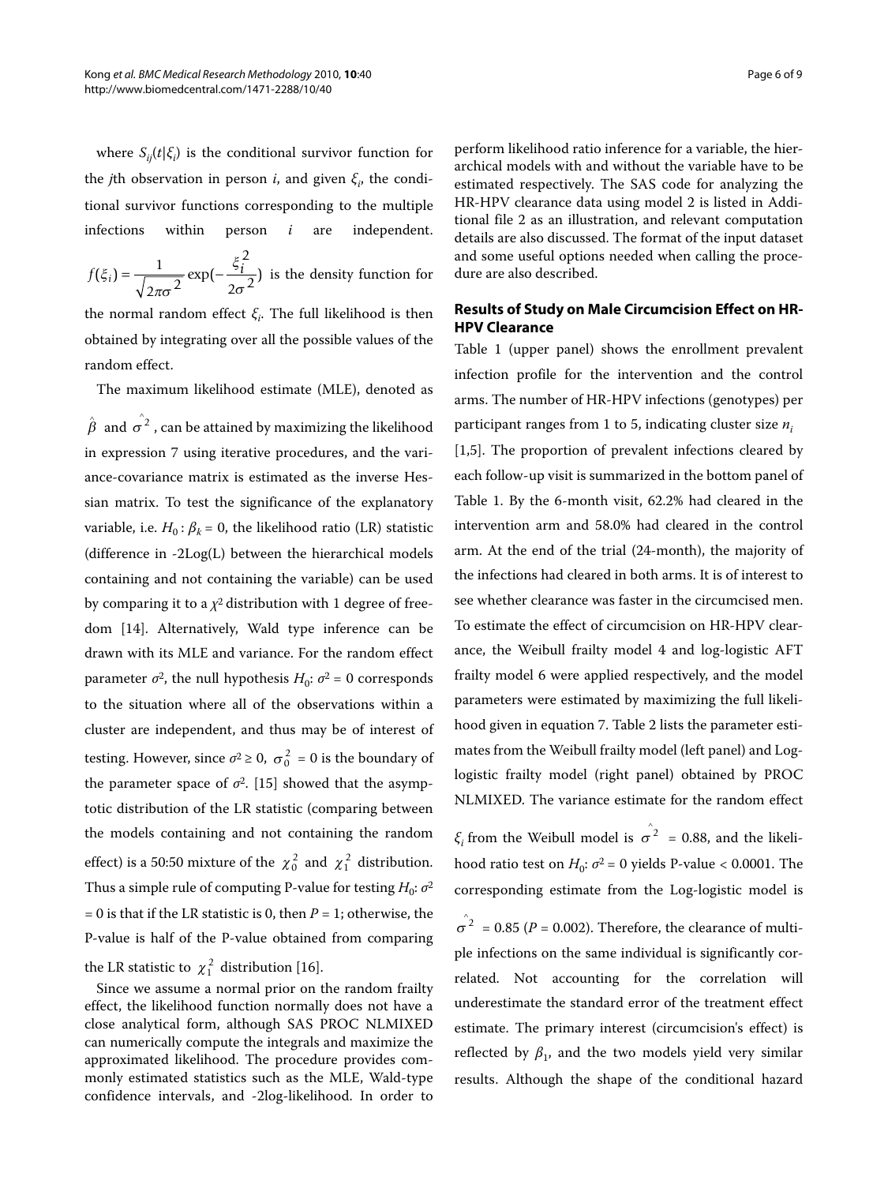where $S_{ij}(t|\xi_i)$ is the conditional survivor function for the $j$th observation in person $i$, and given $\xi_i$, the conditional survivor functions corresponding to the multiple infections within person $i$ are independent. $f(\xi_i) = \frac{1}{\sqrt{2\pi\sigma^2}} \exp(-\frac{\xi_i^2}{2\sigma^2})$ is the density function for the normal random effect $\xi_i$. The full likelihood is then obtained by integrating over all the possible values of the random effect.

The maximum likelihood estimate (MLE), denoted as $\hat{\beta}$ and $\hat{\sigma}^2$, can be attained by maximizing the likelihood in expression 7 using iterative procedures, and the variance-covariance matrix is estimated as the inverse Hessian matrix. To test the significance of the explanatory variable, i.e. $H_0: \beta_k = 0$, the likelihood ratio (LR) statistic (difference in -2Log(L) between the hierarchical models containing and not containing the variable) can be used by comparing it to a $\chi^2$ distribution with 1 degree of freedom [14]. Alternatively, Wald type inference can be drawn with its MLE and variance. For the random effect parameter $\sigma^2$, the null hypothesis $H_0$: $\sigma^2 = 0$ corresponds to the situation where all of the observations within a cluster are independent, and thus may be of interest of testing. However, since $\sigma^2 \geq 0$, $\sigma_0^2 = 0$ is the boundary of the parameter space of $\sigma^2$. [15] showed that the asymptotic distribution of the LR statistic (comparing between the models containing and not containing the random effect) is a 50:50 mixture of the $\chi_0^2$ and $\chi_1^2$ distribution. Thus a simple rule of computing P-value for testing $H_0$: $\sigma^2 = 0$ is that if the LR statistic is 0, then $P = 1$; otherwise, the P-value is half of the P-value obtained from comparing the LR statistic to $\chi_1^2$ distribution [16].

Since we assume a normal prior on the random frailty effect, the likelihood function normally does not have a close analytical form, although SAS PROC NLMIXED can numerically compute the integrals and maximize the approximated likelihood. The procedure provides commonly estimated statistics such as the MLE, Wald-type confidence intervals, and -2log-likelihood. In order to perform likelihood ratio inference for a variable, the hierarchical models with and without the variable have to be estimated respectively. The SAS code for analyzing the HR-HPV clearance data using model 2 is listed in Additional file 2 as an illustration, and relevant computation details are also discussed. The format of the input dataset and some useful options needed when calling the procedure are also described.

### Results of Study on Male Circumcision Effect on HR-HPV Clearance

Table 1 (upper panel) shows the enrollment prevalent infection profile for the intervention and the control arms. The number of HR-HPV infections (genotypes) per participant ranges from 1 to 5, indicating cluster size $n_i$ [1,5]. The proportion of prevalent infections cleared by each follow-up visit is summarized in the bottom panel of Table 1. By the 6-month visit, 62.2% had cleared in the intervention arm and 58.0% had cleared in the control arm. At the end of the trial (24-month), the majority of the infections had cleared in both arms. It is of interest to see whether clearance was faster in the circumcised men. To estimate the effect of circumcision on HR-HPV clearance, the Weibull frailty model 4 and log-logistic AFT frailty model 6 were applied respectively, and the model parameters were estimated by maximizing the full likelihood given in equation 7. Table 2 lists the parameter estimates from the Weibull frailty model (left panel) and Log-logistic frailty model (right panel) obtained by PROC NLMIXED. The variance estimate for the random effect $\xi_i$ from the Weibull model is $\hat{\sigma}^2 = 0.88$, and the likelihood ratio test on $H_0$: $\sigma^2 = 0$ yields P-value < 0.0001. The corresponding estimate from the Log-logistic model is $\hat{\sigma}^2 = 0.85$ ($P = 0.002$). Therefore, the clearance of multiple infections on the same individual is significantly correlated. Not accounting for the correlation will underestimate the standard error of the treatment effect estimate. The primary interest (circumcision's effect) is reflected by $\beta_1$, and the two models yield very similar results. Although the shape of the conditional hazard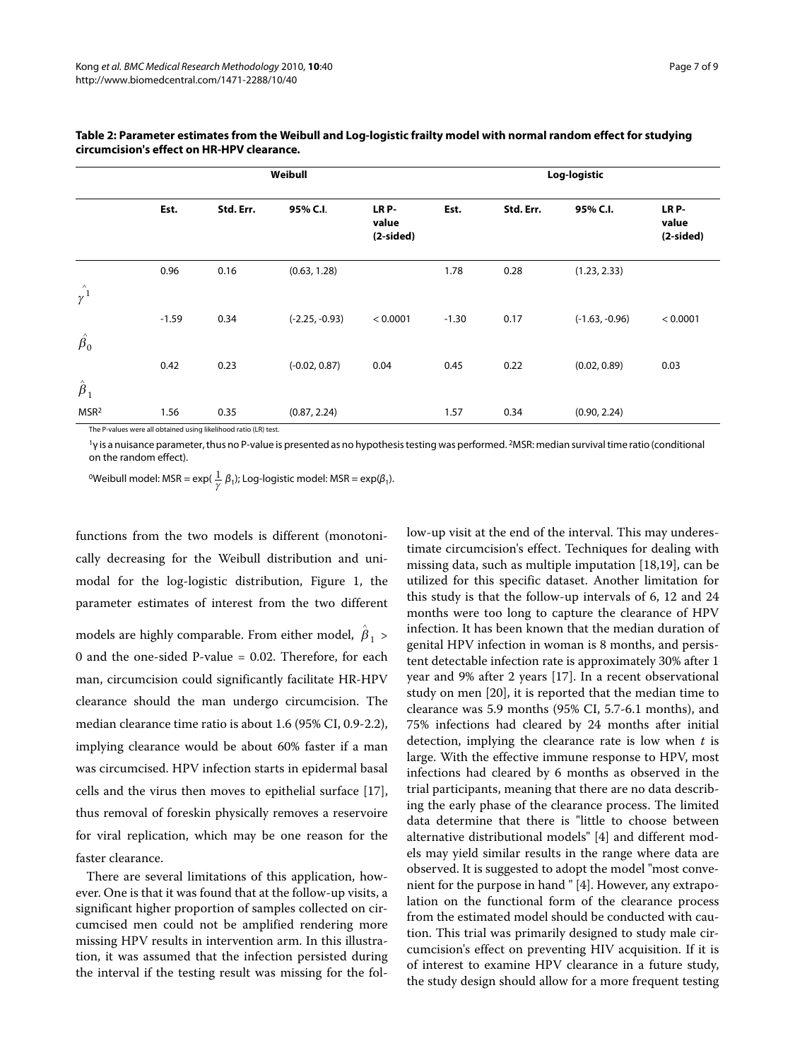**Table 2: Parameter estimates from the Weibull and Log-logistic frailty model with normal random effect for studying circumcision's effect on HR-HPV clearance.**

| | Weibull | | | | Log-logistic | | | |
|---|---|---|---|---|---|---|---|---|
| | Est. | Std. Err. | 95% C.I. | LR P-value (2-sided) | Est. | Std. Err. | 95% C.I. | LR P-value (2-sided) |
| $\hat{\gamma}^{1}$ | 0.96 | 0.16 | (0.63, 1.28) | | 1.78 | 0.28 | (1.23, 2.33) | |
| $\hat{\beta}_0$ | -1.59 | 0.34 | (-2.25, -0.93) | < 0.0001 | -1.30 | 0.17 | (-1.63, -0.96) | < 0.0001 |
| $\hat{\beta}_1$ | 0.42 | 0.23 | (-0.02, 0.87) | 0.04 | 0.45 | 0.22 | (0.02, 0.89) | 0.03 |
| MSR[2] | 1.56 | 0.35 | (0.87, 2.24) | | 1.57 | 0.34 | (0.90, 2.24) | |

The P-values were all obtained using likelihood ratio (LR) test.

[1] γ is a nuisance parameter, thus no P-value is presented as no hypothesis testing was performed. [2] MSR: median survival time ratio (conditional on the random effect).

[0] Weibull model: MSR = $\exp(\frac{1}{\gamma}\beta_1)$; Log-logistic model: MSR = $\exp(\beta_1)$.

functions from the two models is different (monotonically decreasing for the Weibull distribution and unimodal for the log-logistic distribution, Figure 1, the parameter estimates of interest from the two different models are highly comparable. From either model, $\hat{\beta}_1 > 0$ and the one-sided P-value = 0.02. Therefore, for each man, circumcision could significantly facilitate HR-HPV clearance should the man undergo circumcision. The median clearance time ratio is about 1.6 (95% CI, 0.9-2.2), implying clearance would be about 60% faster if a man was circumcised. HPV infection starts in epidermal basal cells and the virus then moves to epithelial surface [17], thus removal of foreskin physically removes a reservoire for viral replication, which may be one reason for the faster clearance.

There are several limitations of this application, however. One is that it was found that at the follow-up visits, a significant higher proportion of samples collected on circumcised men could not be amplified rendering more missing HPV results in intervention arm. In this illustration, it was assumed that the infection persisted during the interval if the testing result was missing for the follow-up visit at the end of the interval. This may underestimate circumcision's effect. Techniques for dealing with missing data, such as multiple imputation [18,19], can be utilized for this specific dataset. Another limitation for this study is that the follow-up intervals of 6, 12 and 24 months were too long to capture the clearance of HPV infection. It has been known that the median duration of genital HPV infection in woman is 8 months, and persistent detectable infection rate is approximately 30% after 1 year and 9% after 2 years [17]. In a recent observational study on men [20], it is reported that the median time to clearance was 5.9 months (95% CI, 5.7-6.1 months), and 75% infections had cleared by 24 months after initial detection, implying the clearance rate is low when $t$ is large. With the effective immune response to HPV, most infections had cleared by 6 months as observed in the trial participants, meaning that there are no data describing the early phase of the clearance process. The limited data determine that there is "little to choose between alternative distributional models" [4] and different models may yield similar results in the range where data are observed. It is suggested to adopt the model "most convenient for the purpose in hand " [4]. However, any extrapolation on the functional form of the clearance process from the estimated model should be conducted with caution. This trial was primarily designed to study male circumcision's effect on preventing HIV acquisition. If it is of interest to examine HPV clearance in a future study, the study design should allow for a more frequent testing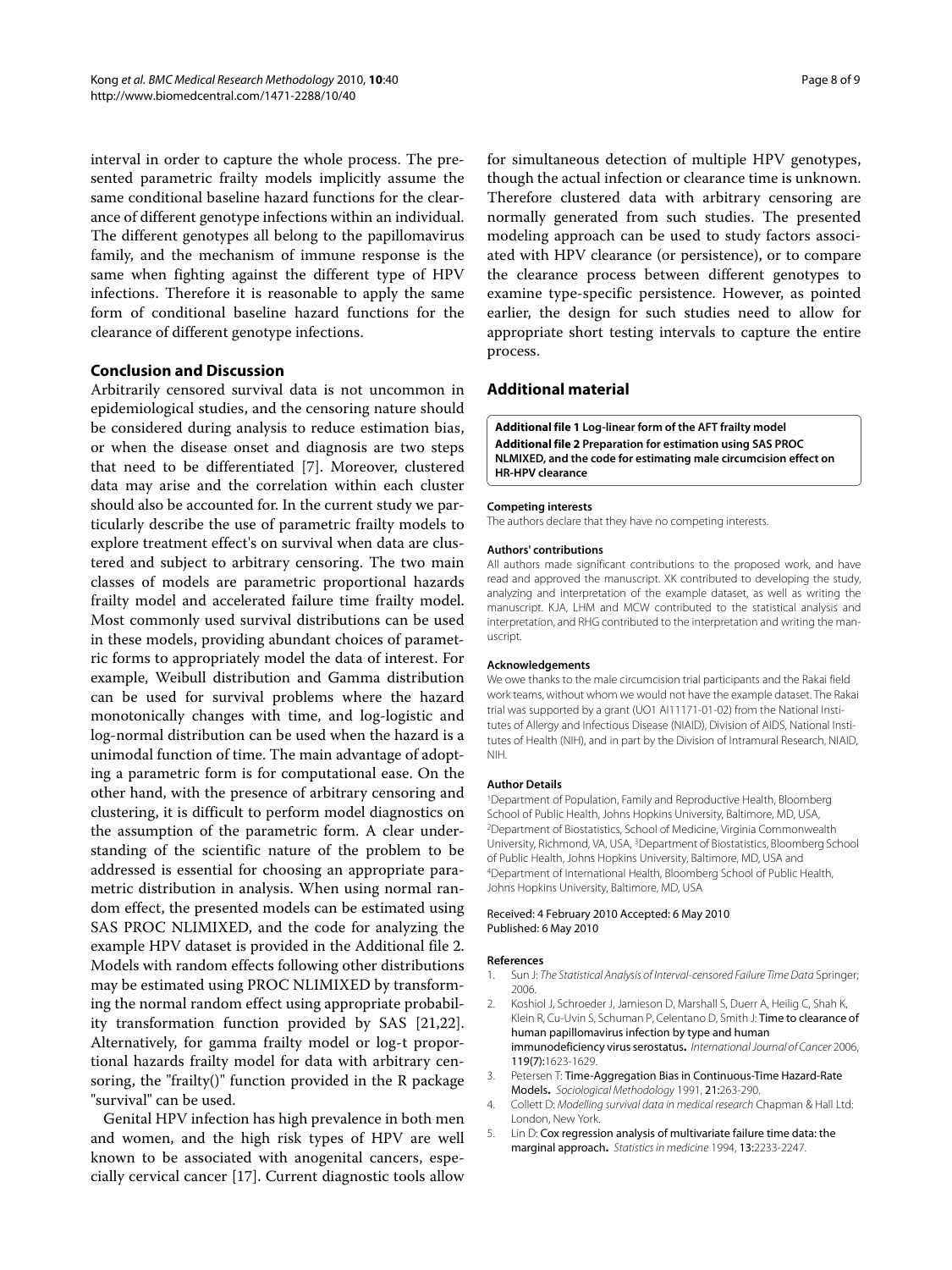interval in order to capture the whole process. The presented parametric frailty models implicitly assume the same conditional baseline hazard functions for the clearance of different genotype infections within an individual. The different genotypes all belong to the papillomavirus family, and the mechanism of immune response is the same when fighting against the different type of HPV infections. Therefore it is reasonable to apply the same form of conditional baseline hazard functions for the clearance of different genotype infections.

## Conclusion and Discussion

Arbitrarily censored survival data is not uncommon in epidemiological studies, and the censoring nature should be considered during analysis to reduce estimation bias, or when the disease onset and diagnosis are two steps that need to be differentiated [7]. Moreover, clustered data may arise and the correlation within each cluster should also be accounted for. In the current study we particularly describe the use of parametric frailty models to explore treatment effect's on survival when data are clustered and subject to arbitrary censoring. The two main classes of models are parametric proportional hazards frailty model and accelerated failure time frailty model. Most commonly used survival distributions can be used in these models, providing abundant choices of parametric forms to appropriately model the data of interest. For example, Weibull distribution and Gamma distribution can be used for survival problems where the hazard monotonically changes with time, and log-logistic and log-normal distribution can be used when the hazard is a unimodal function of time. The main advantage of adopting a parametric form is for computational ease. On the other hand, with the presence of arbitrary censoring and clustering, it is difficult to perform model diagnostics on the assumption of the parametric form. A clear understanding of the scientific nature of the problem to be addressed is essential for choosing an appropriate parametric distribution in analysis. When using normal random effect, the presented models can be estimated using SAS PROC NLIMIXED, and the code for analyzing the example HPV dataset is provided in the Additional file 2. Models with random effects following other distributions may be estimated using PROC NLIMIXED by transforming the normal random effect using appropriate probability transformation function provided by SAS [21,22]. Alternatively, for gamma frailty model or log-t proportional hazards frailty model for data with arbitrary censoring, the "frailty()" function provided in the R package "survival" can be used.

Genital HPV infection has high prevalence in both men and women, and the high risk types of HPV are well known to be associated with anogenital cancers, especially cervical cancer [17]. Current diagnostic tools allow for simultaneous detection of multiple HPV genotypes, though the actual infection or clearance time is unknown. Therefore clustered data with arbitrary censoring are normally generated from such studies. The presented modeling approach can be used to study factors associated with HPV clearance (or persistence), or to compare the clearance process between different genotypes to examine type-specific persistence. However, as pointed earlier, the design for such studies need to allow for appropriate short testing intervals to capture the entire process.

## Additional material

**Additional file 1 Log-linear form of the AFT frailty model**
**Additional file 2 Preparation for estimation using SAS PROC NLMIXED, and the code for estimating male circumcision effect on HR-HPV clearance**

#### Competing interests

The authors declare that they have no competing interests.

#### Authors' contributions

All authors made significant contributions to the proposed work, and have read and approved the manuscript. XK contributed to developing the study, analyzing and interpretation of the example dataset, as well as writing the manuscript. KJA, LHM and MCW contributed to the statistical analysis and interpretation, and RHG contributed to the interpretation and writing the manuscript.

#### Acknowledgements

We owe thanks to the male circumcision trial participants and the Rakai field work teams, without whom we would not have the example dataset. The Rakai trial was supported by a grant (UO1 AI11171-01-02) from the National Institutes of Allergy and Infectious Disease (NIAID), Division of AIDS, National Institutes of Health (NIH), and in part by the Division of Intramural Research, NIAID, NIH.

#### Author Details

[1]Department of Population, Family and Reproductive Health, Bloomberg School of Public Health, Johns Hopkins University, Baltimore, MD, USA, [2]Department of Biostatistics, School of Medicine, Virginia Commonwealth University, Richmond, VA, USA, [3]Department of Biostatistics, Bloomberg School of Public Health, Johns Hopkins University, Baltimore, MD, USA and [4]Department of International Health, Bloomberg School of Public Health, Johns Hopkins University, Baltimore, MD, USA

Received: 4 February 2010 Accepted: 6 May 2010
Published: 6 May 2010

#### References

1. Sun J: *The Statistical Analysis of Interval-censored Failure Time Data* Springer; 2006.
2. Koshiol J, Schroeder J, Jamieson D, Marshall S, Duerr A, Heilig C, Shah K, Klein R, Cu-Uvin S, Schuman P, Celentano D, Smith J: **Time to clearance of human papillomavirus infection by type and human immunodeficiency virus serostatus.** *International Journal of Cancer* 2006, **119(7):**1623-1629.
3. Petersen T: **Time-Aggregation Bias in Continuous-Time Hazard-Rate Models.** *Sociological Methodology* 1991, **21:**263-290.
4. Collett D: *Modelling survival data in medical research* Chapman & Hall Ltd: London, New York.
5. Lin D: **Cox regression analysis of multivariate failure time data: the marginal approach.** *Statistics in medicine* 1994, **13:**2233-2247.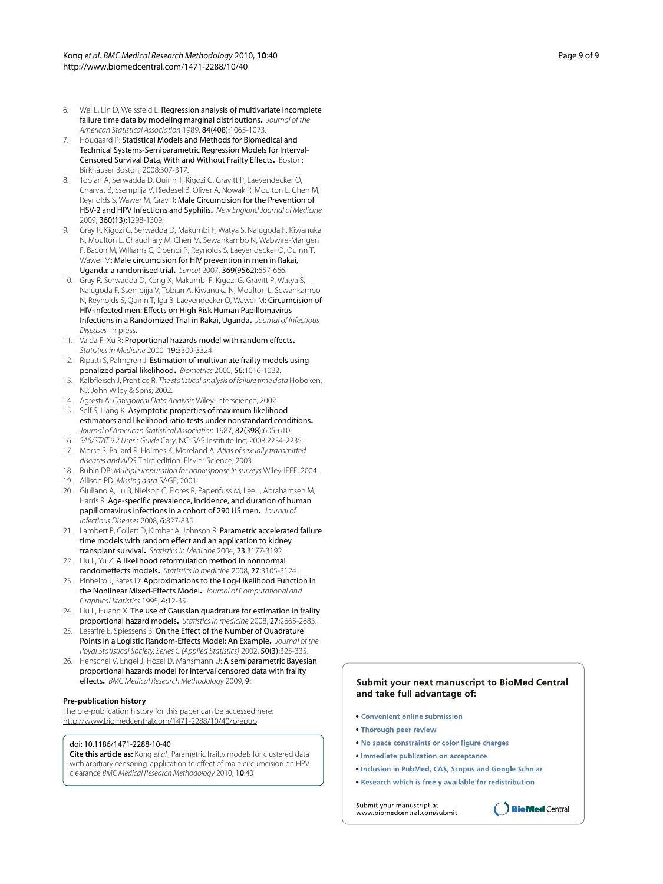6. Wei L, Lin D, Weissfeld L: **Regression analysis of multivariate incomplete failure time data by modeling marginal distributions.** *Journal of the American Statistical Association* 1989, **84(408):**1065-1073.
7. Hougaard P: **Statistical Models and Methods for Biomedical and Technical Systems-Semiparametric Regression Models for Interval-Censored Survival Data, With and Without Frailty Effects.** Boston: Birkháuser Boston; 2008:307-317.
8. Tobian A, Serwadda D, Quinn T, Kigozi G, Gravitt P, Laeyendecker O, Charvat B, Ssempijja V, Riedesel B, Oliver A, Nowak R, Moulton L, Chen M, Reynolds S, Wawer M, Gray R: **Male Circumcision for the Prevention of HSV-2 and HPV Infections and Syphilis.** *New England Journal of Medicine* 2009, **360(13):**1298-1309.
9. Gray R, Kigozi G, Serwadda D, Makumbi F, Watya S, Nalugoda F, Kiwanuka N, Moulton L, Chaudhary M, Chen M, Sewankambo N, Wabwire-Mangen F, Bacon M, Williams C, Opendi P, Reynolds S, Laeyendecker O, Quinn T, Wawer M: **Male circumcision for HIV prevention in men in Rakai, Uganda: a randomised trial.** *Lancet* 2007, **369(9562):**657-666.
10. Gray R, Serwadda D, Kong X, Makumbi F, Kigozi G, Gravitt P, Watya S, Nalugoda F, Ssempijja V, Tobian A, Kiwanuka N, Moulton L, Sewankambo N, Reynolds S, Quinn T, Iga B, Laeyendecker O, Wawer M: **Circumcision of HIV-infected men: Effects on High Risk Human Papillomavirus Infections in a Randomized Trial in Rakai, Uganda.** *Journal of Infectious Diseases* in press.
11. Vaida F, Xu R: **Proportional hazards model with random effects.** *Statistics in Medicine* 2000, **19:**3309-3324.
12. Ripatti S, Palmgren J: **Estimation of multivariate frailty models using penalized partial likelihood.** *Biometrics* 2000, **56:**1016-1022.
13. Kalbfleisch J, Prentice R: *The statistical analysis of failure time data* Hoboken, NJ: John Wiley & Sons; 2002.
14. Agresti A: *Categorical Data Analysis* Wiley-Interscience; 2002.
15. Self S, Liang K: **Asymptotic properties of maximum likelihood estimators and likelihood ratio tests under nonstandard conditions.** *Journal of American Statistical Association* 1987, **82(398):**605-610.
16. *SAS/STAT 9.2 User's Guide* Cary, NC: SAS Institute Inc; 2008:2234-2235.
17. Morse S, Ballard R, Holmes K, Moreland A: *Atlas of sexually transmitted diseases and AIDS* Third edition. Elsvier Science; 2003.
18. Rubin DB: *Multiple imputation for nonresponse in surveys* Wiley-IEEE; 2004.
19. Allison PD: *Missing data* SAGE; 2001.
20. Giuliano A, Lu B, Nielson C, Flores R, Papenfuss M, Lee J, Abrahamsen M, Harris R: **Age-specific prevalence, incidence, and duration of human papillomavirus infections in a cohort of 290 US men.** *Journal of Infectious Diseases* 2008, **6:**827-835.
21. Lambert P, Collett D, Kimber A, Johnson R: **Parametric accelerated failure time models with random effect and an application to kidney transplant survival.** *Statistics in Medicine* 2004, **23:**3177-3192.
22. Liu L, Yu Z: **A likelihood reformulation method in nonnormal randomeffects models.** *Statistics in medicine* 2008, **27:**3105-3124.
23. Pinheiro J, Bates D: **Approximations to the Log-Likelihood Function in the Nonlinear Mixed-Effects Model.** *Journal of Computational and Graphical Statistics* 1995, **4:**12-35.
24. Liu L, Huang X: **The use of Gaussian quadrature for estimation in frailty proportional hazard models.** *Statistics in medicine* 2008, **27:**2665-2683.
25. Lesaffre E, Spiessens B: **On the Effect of the Number of Quadrature Points in a Logistic Random-Effects Model: An Example.** *Journal of the Royal Statistical Society. Series C (Applied Statistics)* 2002, **50(3):**325-335.
26. Henschel V, Engel J, Hózel D, Mansmann U: **A semiparametric Bayesian proportional hazards model for interval censored data with frailty effects.** *BMC Medical Research Methodology* 2009, **9:**.

### Pre-publication history

The pre-publication history for this paper can be accessed here:
http://www.biomedcentral.com/1471-2288/10/40/prepub

doi: 10.1186/1471-2288-10-40

**Cite this article as:** Kong *et al.*, Parametric frailty models for clustered data with arbitrary censoring: application to effect of male circumcision on HPV clearance *BMC Medical Research Methodology* 2010, **10**:40

**Submit your next manuscript to BioMed Central and take full advantage of:**

- Convenient online submission
- Thorough peer review
- No space constraints or color figure charges
- Immediate publication on acceptance
- Inclusion in PubMed, CAS, Scopus and Google Scholar
- Research which is freely available for redistribution

Submit your manuscript at
www.biomedcentral.com/submit

BioMed Central